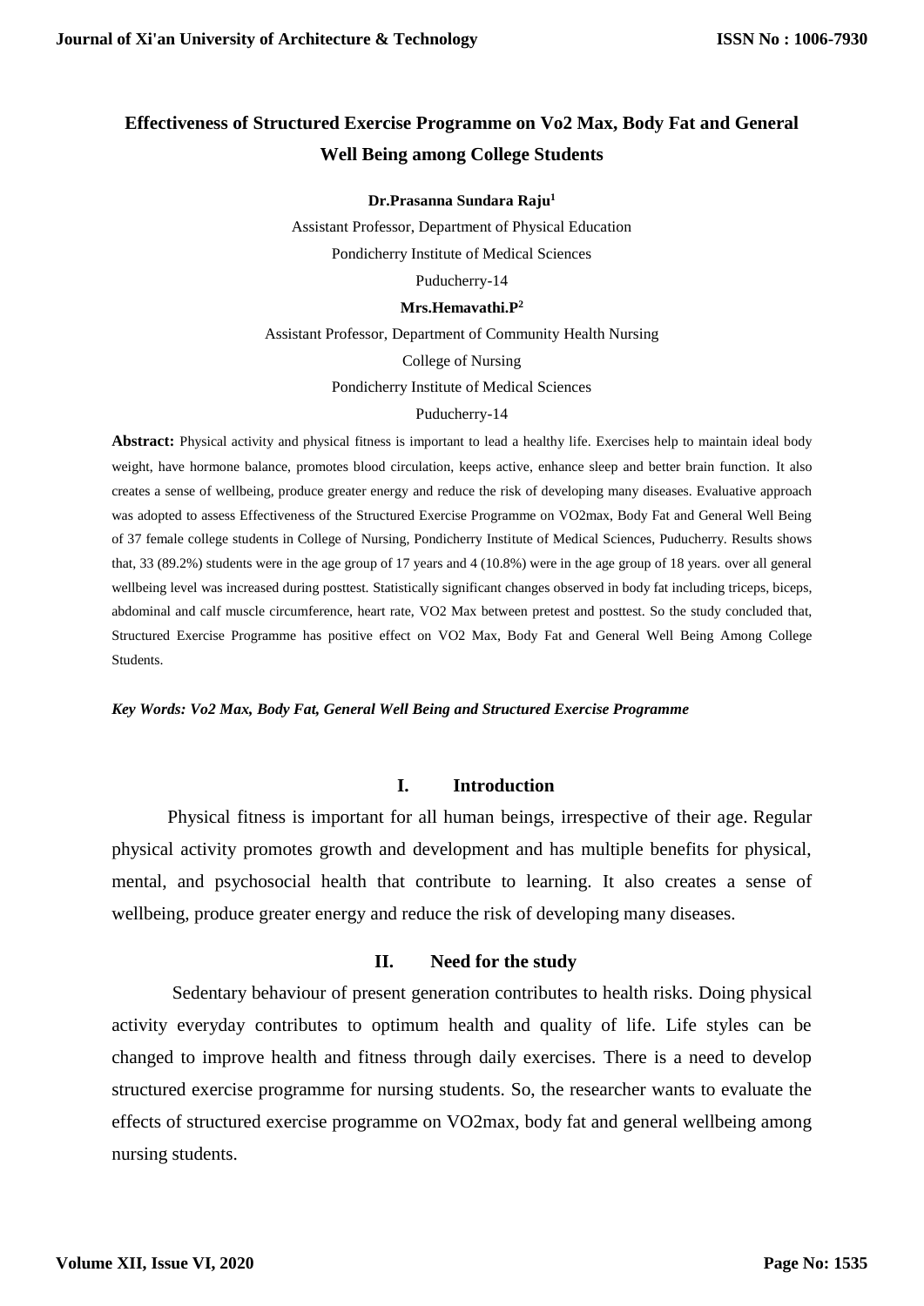# Effectiveness of Structured Exercise Programme on Vo2 Max, Body Fat and General Well Being among College Students

**Dr.Prasanna Sundara Raju[1]**

Assistant Professor, Department of Physical Education

Pondicherry Institute of Medical Sciences

Puducherry-14

**Mrs.Hemavathi.P[2]**

Assistant Professor, Department of Community Health Nursing

College of Nursing

Pondicherry Institute of Medical Sciences

Puducherry-14

**Abstract:** Physical activity and physical fitness is important to lead a healthy life. Exercises help to maintain ideal body weight, have hormone balance, promotes blood circulation, keeps active, enhance sleep and better brain function. It also creates a sense of wellbeing, produce greater energy and reduce the risk of developing many diseases. Evaluative approach was adopted to assess Effectiveness of the Structured Exercise Programme on VO2max, Body Fat and General Well Being of 37 female college students in College of Nursing, Pondicherry Institute of Medical Sciences, Puducherry. Results shows that, 33 (89.2%) students were in the age group of 17 years and 4 (10.8%) were in the age group of 18 years. over all general wellbeing level was increased during posttest. Statistically significant changes observed in body fat including triceps, biceps, abdominal and calf muscle circumference, heart rate, VO2 Max between pretest and posttest. So the study concluded that, Structured Exercise Programme has positive effect on VO2 Max, Body Fat and General Well Being Among College Students.

***Key Words: Vo2 Max, Body Fat, General Well Being and Structured Exercise Programme***

## I. Introduction

Physical fitness is important for all human beings, irrespective of their age. Regular physical activity promotes growth and development and has multiple benefits for physical, mental, and psychosocial health that contribute to learning. It also creates a sense of wellbeing, produce greater energy and reduce the risk of developing many diseases.

## II. Need for the study

Sedentary behaviour of present generation contributes to health risks. Doing physical activity everyday contributes to optimum health and quality of life. Life styles can be changed to improve health and fitness through daily exercises. There is a need to develop structured exercise programme for nursing students. So, the researcher wants to evaluate the effects of structured exercise programme on VO2max, body fat and general wellbeing among nursing students.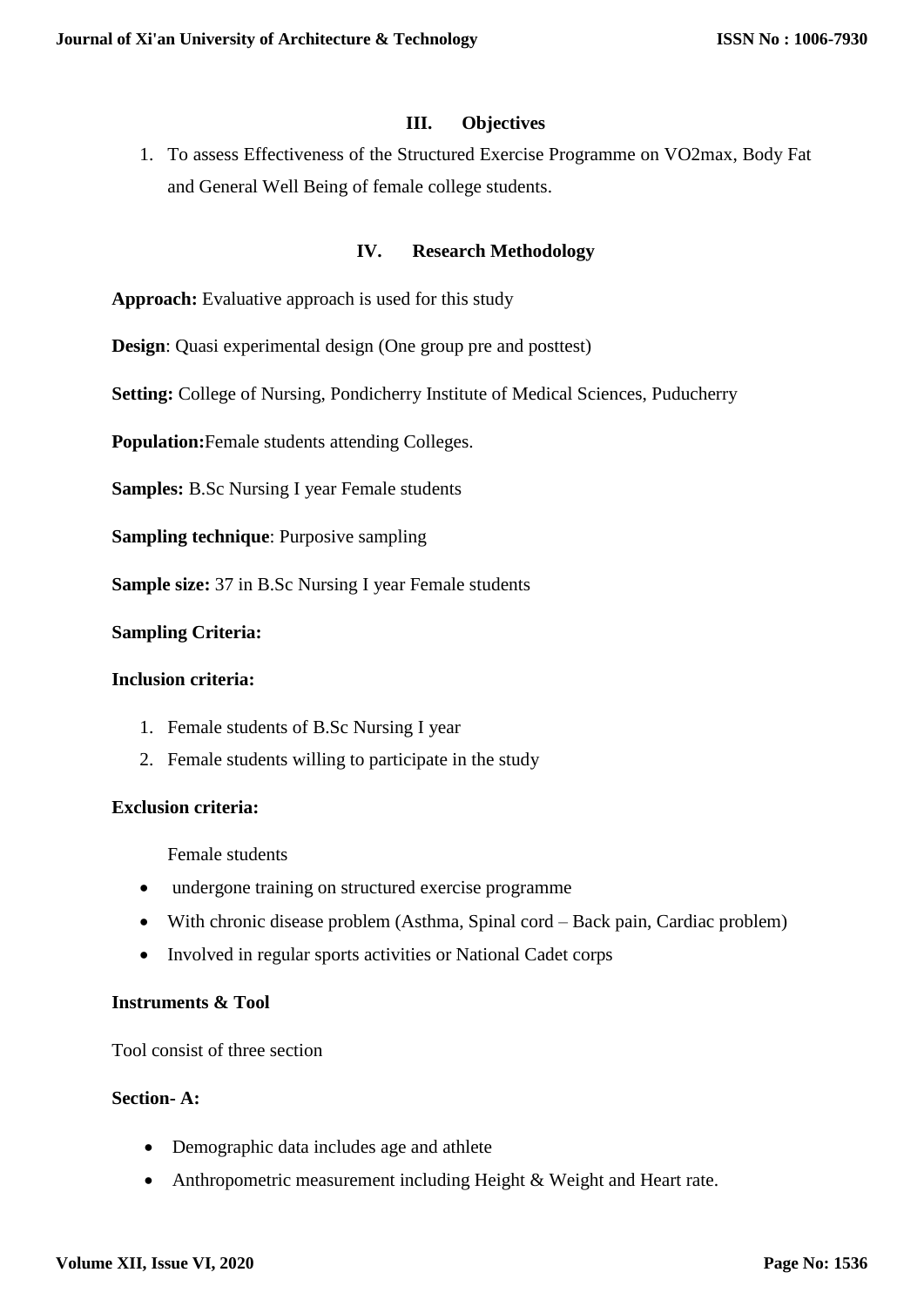## III. Objectives

1. To assess Effectiveness of the Structured Exercise Programme on VO2max, Body Fat and General Well Being of female college students.

## IV. Research Methodology

**Approach:** Evaluative approach is used for this study

**Design**: Quasi experimental design (One group pre and posttest)

**Setting:** College of Nursing, Pondicherry Institute of Medical Sciences, Puducherry

**Population:**Female students attending Colleges.

**Samples:** B.Sc Nursing I year Female students

**Sampling technique**: Purposive sampling

**Sample size:** 37 in B.Sc Nursing I year Female students

**Sampling Criteria:**

**Inclusion criteria:**

1. Female students of B.Sc Nursing I year
2. Female students willing to participate in the study

**Exclusion criteria:**

Female students

- undergone training on structured exercise programme
- With chronic disease problem (Asthma, Spinal cord – Back pain, Cardiac problem)
- Involved in regular sports activities or National Cadet corps

**Instruments & Tool**

Tool consist of three section

**Section- A:**

- Demographic data includes age and athlete
- Anthropometric measurement including Height & Weight and Heart rate.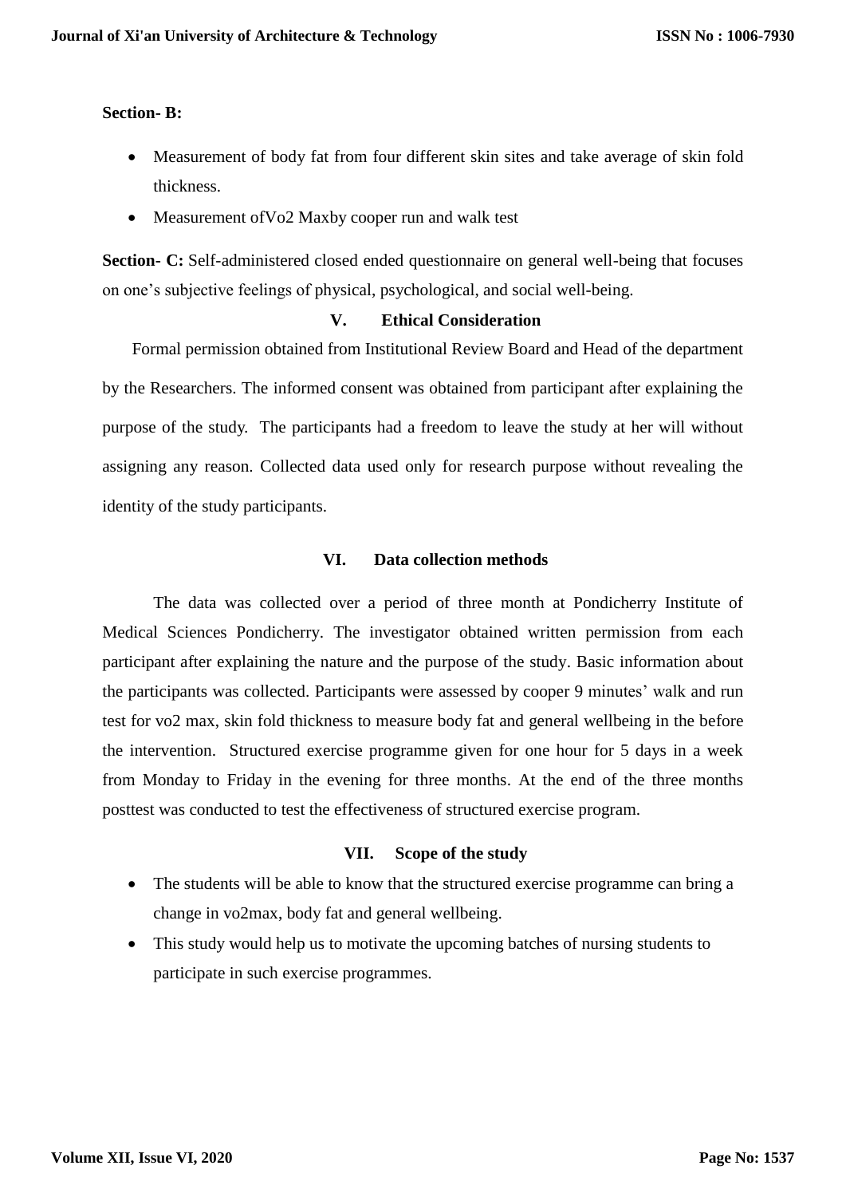**Section- B:**

- Measurement of body fat from four different skin sites and take average of skin fold thickness.
- Measurement ofVo2 Maxby cooper run and walk test

**Section- C:** Self-administered closed ended questionnaire on general well-being that focuses on one's subjective feelings of physical, psychological, and social well-being.

## V. Ethical Consideration

Formal permission obtained from Institutional Review Board and Head of the department by the Researchers. The informed consent was obtained from participant after explaining the purpose of the study. The participants had a freedom to leave the study at her will without assigning any reason. Collected data used only for research purpose without revealing the identity of the study participants.

## VI. Data collection methods

The data was collected over a period of three month at Pondicherry Institute of Medical Sciences Pondicherry. The investigator obtained written permission from each participant after explaining the nature and the purpose of the study. Basic information about the participants was collected. Participants were assessed by cooper 9 minutes' walk and run test for vo2 max, skin fold thickness to measure body fat and general wellbeing in the before the intervention. Structured exercise programme given for one hour for 5 days in a week from Monday to Friday in the evening for three months. At the end of the three months posttest was conducted to test the effectiveness of structured exercise program.

## VII. Scope of the study

- The students will be able to know that the structured exercise programme can bring a change in vo2max, body fat and general wellbeing.
- This study would help us to motivate the upcoming batches of nursing students to participate in such exercise programmes.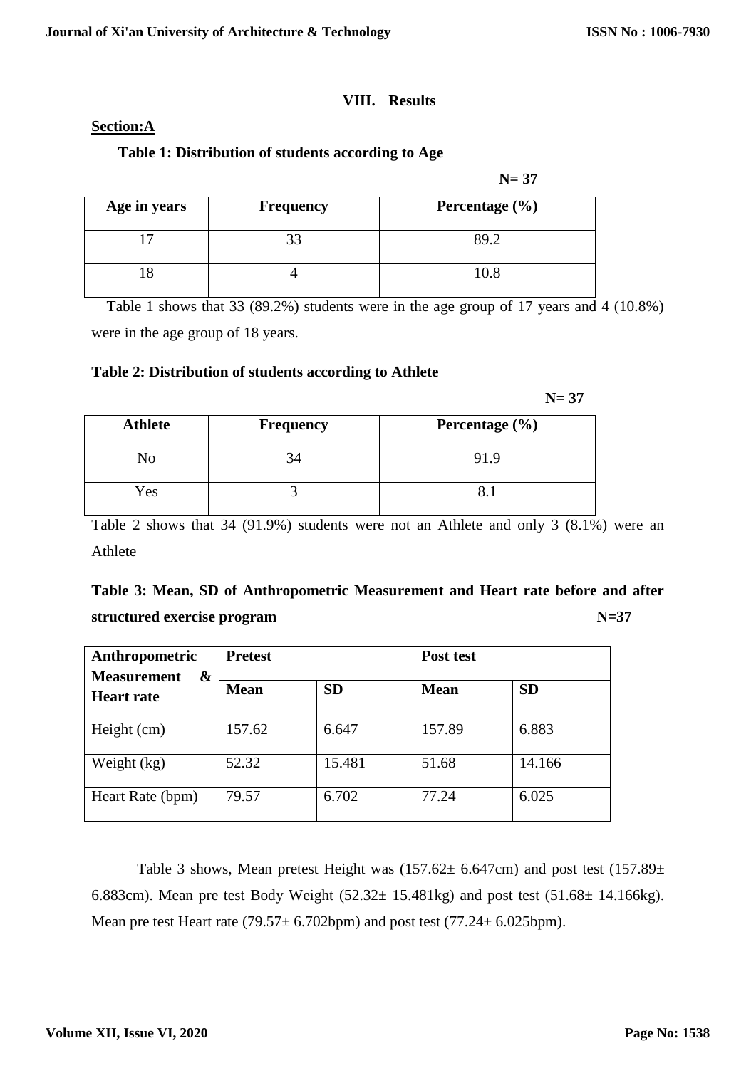## VIII. Results

**Section:A**

**Table 1: Distribution of students according to Age**

**N= 37**

| Age in years | Frequency | Percentage (%) |
|---|---|---|
| 17 | 33 | 89.2 |
| 18 | 4 | 10.8 |

Table 1 shows that 33 (89.2%) students were in the age group of 17 years and 4 (10.8%) were in the age group of 18 years.

**Table 2: Distribution of students according to Athlete**

**N= 37**

| Athlete | Frequency | Percentage (%) |
|---|---|---|
| No | 34 | 91.9 |
| Yes | 3 | 8.1 |

Table 2 shows that 34 (91.9%) students were not an Athlete and only 3 (8.1%) were an Athlete

**Table 3: Mean, SD of Anthropometric Measurement and Heart rate before and after structured exercise program** **N=37**

| Anthropometric Measurement & Heart rate | Pretest | | Post test | |
|---|---|---|---|---|
| | Mean | SD | Mean | SD |
| Height (cm) | 157.62 | 6.647 | 157.89 | 6.883 |
| Weight (kg) | 52.32 | 15.481 | 51.68 | 14.166 |
| Heart Rate (bpm) | 79.57 | 6.702 | 77.24 | 6.025 |

Table 3 shows, Mean pretest Height was (157.62± 6.647cm) and post test (157.89± 6.883cm). Mean pre test Body Weight (52.32± 15.481kg) and post test (51.68± 14.166kg). Mean pre test Heart rate (79.57± 6.702bpm) and post test (77.24± 6.025bpm).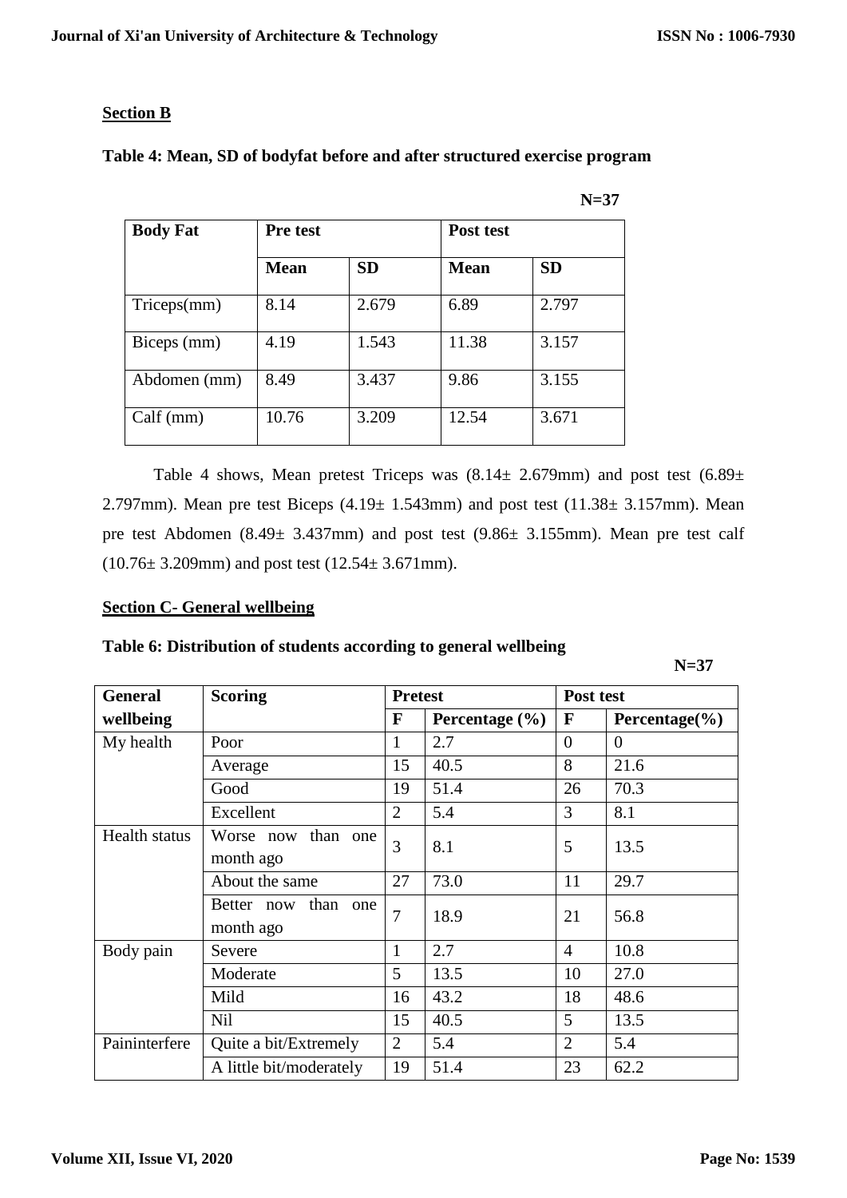**Section B**

**Table 4: Mean, SD of bodyfat before and after structured exercise program**

**N=37**

| Body Fat | Pre test | | Post test | |
|---|---|---|---|---|
| | Mean | SD | Mean | SD |
| Triceps(mm) | 8.14 | 2.679 | 6.89 | 2.797 |
| Biceps (mm) | 4.19 | 1.543 | 11.38 | 3.157 |
| Abdomen (mm) | 8.49 | 3.437 | 9.86 | 3.155 |
| Calf (mm) | 10.76 | 3.209 | 12.54 | 3.671 |

Table 4 shows, Mean pretest Triceps was (8.14± 2.679mm) and post test (6.89± 2.797mm). Mean pre test Biceps (4.19± 1.543mm) and post test (11.38± 3.157mm). Mean pre test Abdomen (8.49± 3.437mm) and post test (9.86± 3.155mm). Mean pre test calf (10.76± 3.209mm) and post test (12.54± 3.671mm).

**Section C- General wellbeing**

**Table 6: Distribution of students according to general wellbeing**

**N=37**

| General wellbeing | Scoring | Pretest | | Post test | |
|---|---|---|---|---|---|
| | | F | Percentage (%) | F | Percentage(%) |
| My health | Poor | 1 | 2.7 | 0 | 0 |
| | Average | 15 | 40.5 | 8 | 21.6 |
| | Good | 19 | 51.4 | 26 | 70.3 |
| | Excellent | 2 | 5.4 | 3 | 8.1 |
| Health status | Worse now than one month ago | 3 | 8.1 | 5 | 13.5 |
| | About the same | 27 | 73.0 | 11 | 29.7 |
| | Better now than one month ago | 7 | 18.9 | 21 | 56.8 |
| Body pain | Severe | 1 | 2.7 | 4 | 10.8 |
| | Moderate | 5 | 13.5 | 10 | 27.0 |
| | Mild | 16 | 43.2 | 18 | 48.6 |
| | Nil | 15 | 40.5 | 5 | 13.5 |
| Paininterfere | Quite a bit/Extremely | 2 | 5.4 | 2 | 5.4 |
| | A little bit/moderately | 19 | 51.4 | 23 | 62.2 |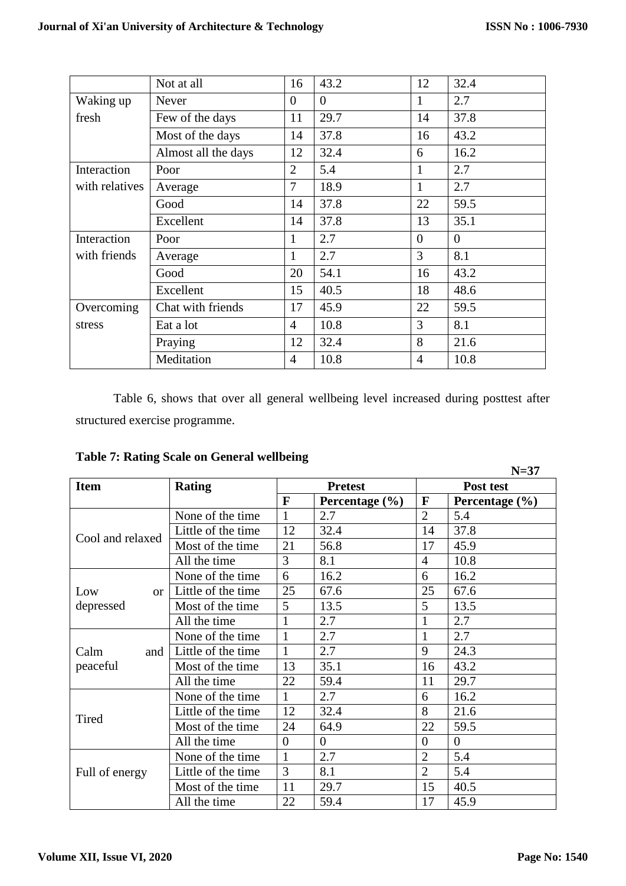|  | Not at all | 16 | 43.2 | 12 | 32.4 |
|---|---|---|---|---|---|
| Waking up fresh | Never | 0 | 0 | 1 | 2.7 |
|  | Few of the days | 11 | 29.7 | 14 | 37.8 |
|  | Most of the days | 14 | 37.8 | 16 | 43.2 |
|  | Almost all the days | 12 | 32.4 | 6 | 16.2 |
| Interaction with relatives | Poor | 2 | 5.4 | 1 | 2.7 |
|  | Average | 7 | 18.9 | 1 | 2.7 |
|  | Good | 14 | 37.8 | 22 | 59.5 |
|  | Excellent | 14 | 37.8 | 13 | 35.1 |
| Interaction with friends | Poor | 1 | 2.7 | 0 | 0 |
|  | Average | 1 | 2.7 | 3 | 8.1 |
|  | Good | 20 | 54.1 | 16 | 43.2 |
|  | Excellent | 15 | 40.5 | 18 | 48.6 |
| Overcoming stress | Chat with friends | 17 | 45.9 | 22 | 59.5 |
|  | Eat a lot | 4 | 10.8 | 3 | 8.1 |
|  | Praying | 12 | 32.4 | 8 | 21.6 |
|  | Meditation | 4 | 10.8 | 4 | 10.8 |

Table 6, shows that over all general wellbeing level increased during posttest after structured exercise programme.

**Table 7: Rating Scale on General wellbeing**

**N=37**

| Item | Rating | Pretest |  | Post test |  |
|---|---|---|---|---|---|
|  |  | F | Percentage (%) | F | Percentage (%) |
| Cool and relaxed | None of the time | 1 | 2.7 | 2 | 5.4 |
|  | Little of the time | 12 | 32.4 | 14 | 37.8 |
|  | Most of the time | 21 | 56.8 | 17 | 45.9 |
|  | All the time | 3 | 8.1 | 4 | 10.8 |
| Low or depressed | None of the time | 6 | 16.2 | 6 | 16.2 |
|  | Little of the time | 25 | 67.6 | 25 | 67.6 |
|  | Most of the time | 5 | 13.5 | 5 | 13.5 |
|  | All the time | 1 | 2.7 | 1 | 2.7 |
| Calm and peaceful | None of the time | 1 | 2.7 | 1 | 2.7 |
|  | Little of the time | 1 | 2.7 | 9 | 24.3 |
|  | Most of the time | 13 | 35.1 | 16 | 43.2 |
|  | All the time | 22 | 59.4 | 11 | 29.7 |
| Tired | None of the time | 1 | 2.7 | 6 | 16.2 |
|  | Little of the time | 12 | 32.4 | 8 | 21.6 |
|  | Most of the time | 24 | 64.9 | 22 | 59.5 |
|  | All the time | 0 | 0 | 0 | 0 |
| Full of energy | None of the time | 1 | 2.7 | 2 | 5.4 |
|  | Little of the time | 3 | 8.1 | 2 | 5.4 |
|  | Most of the time | 11 | 29.7 | 15 | 40.5 |
|  | All the time | 22 | 59.4 | 17 | 45.9 |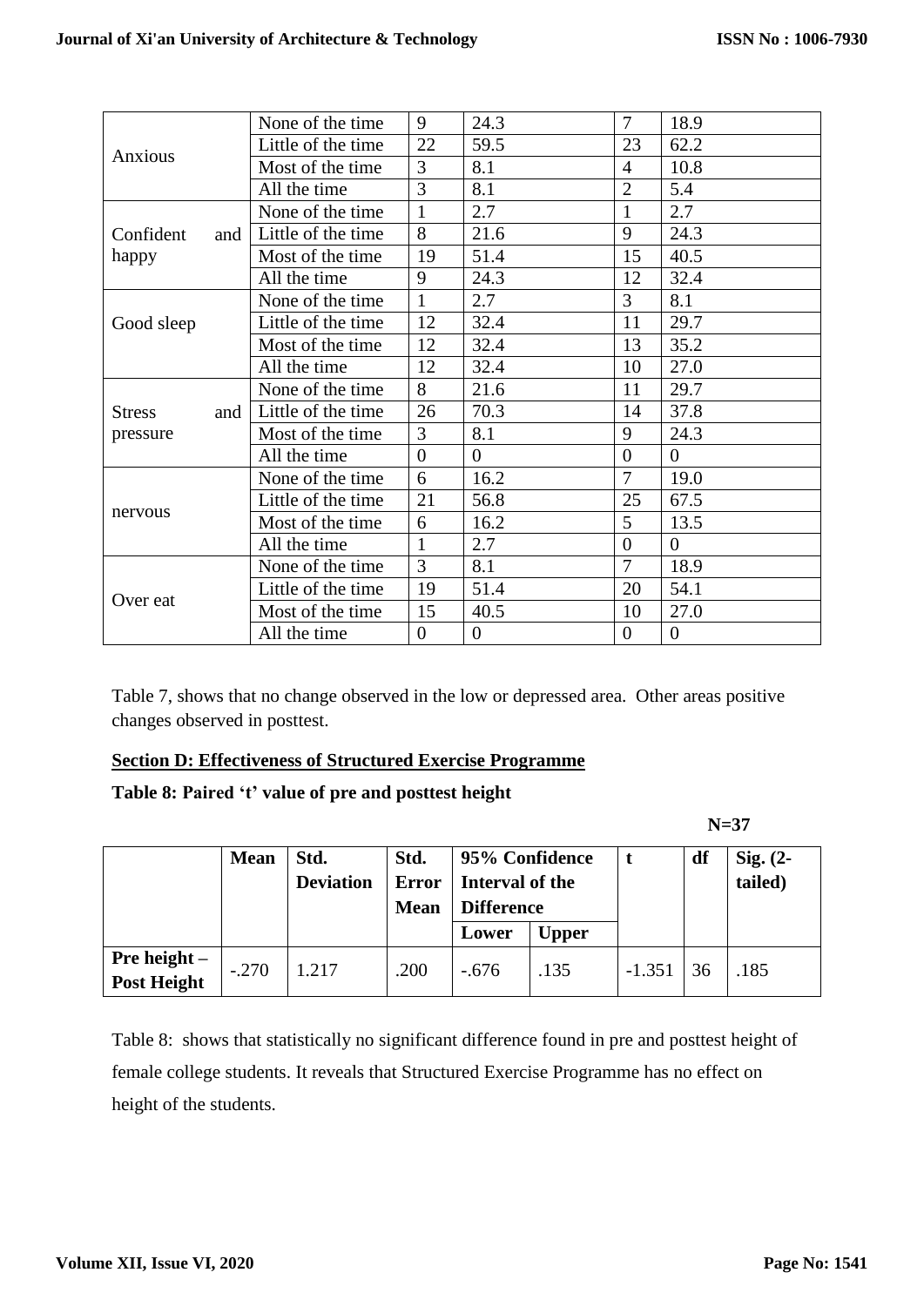| | | | | | |
|---|---|---|---|---|---|
| Anxious | None of the time | 9 | 24.3 | 7 | 18.9 |
| | Little of the time | 22 | 59.5 | 23 | 62.2 |
| | Most of the time | 3 | 8.1 | 4 | 10.8 |
| | All the time | 3 | 8.1 | 2 | 5.4 |
| Confident and happy | None of the time | 1 | 2.7 | 1 | 2.7 |
| | Little of the time | 8 | 21.6 | 9 | 24.3 |
| | Most of the time | 19 | 51.4 | 15 | 40.5 |
| | All the time | 9 | 24.3 | 12 | 32.4 |
| Good sleep | None of the time | 1 | 2.7 | 3 | 8.1 |
| | Little of the time | 12 | 32.4 | 11 | 29.7 |
| | Most of the time | 12 | 32.4 | 13 | 35.2 |
| | All the time | 12 | 32.4 | 10 | 27.0 |
| Stress and pressure | None of the time | 8 | 21.6 | 11 | 29.7 |
| | Little of the time | 26 | 70.3 | 14 | 37.8 |
| | Most of the time | 3 | 8.1 | 9 | 24.3 |
| | All the time | 0 | 0 | 0 | 0 |
| nervous | None of the time | 6 | 16.2 | 7 | 19.0 |
| | Little of the time | 21 | 56.8 | 25 | 67.5 |
| | Most of the time | 6 | 16.2 | 5 | 13.5 |
| | All the time | 1 | 2.7 | 0 | 0 |
| Over eat | None of the time | 3 | 8.1 | 7 | 18.9 |
| | Little of the time | 19 | 51.4 | 20 | 54.1 |
| | Most of the time | 15 | 40.5 | 10 | 27.0 |
| | All the time | 0 | 0 | 0 | 0 |

Table 7, shows that no change observed in the low or depressed area. Other areas positive changes observed in posttest.

**Section D: Effectiveness of Structured Exercise Programme**

**Table 8: Paired 't' value of pre and posttest height**

**N=37**

| | Mean | Std. Deviation | Std. Error Mean | 95% Confidence Interval of the Difference | | t | df | Sig. (2-tailed) |
|---|---|---|---|---|---|---|---|---|
| | | | | Lower | Upper | | | |
| **Pre height – Post Height** | -.270 | 1.217 | .200 | -.676 | .135 | -1.351 | 36 | .185 |

Table 8: shows that statistically no significant difference found in pre and posttest height of female college students. It reveals that Structured Exercise Programme has no effect on height of the students.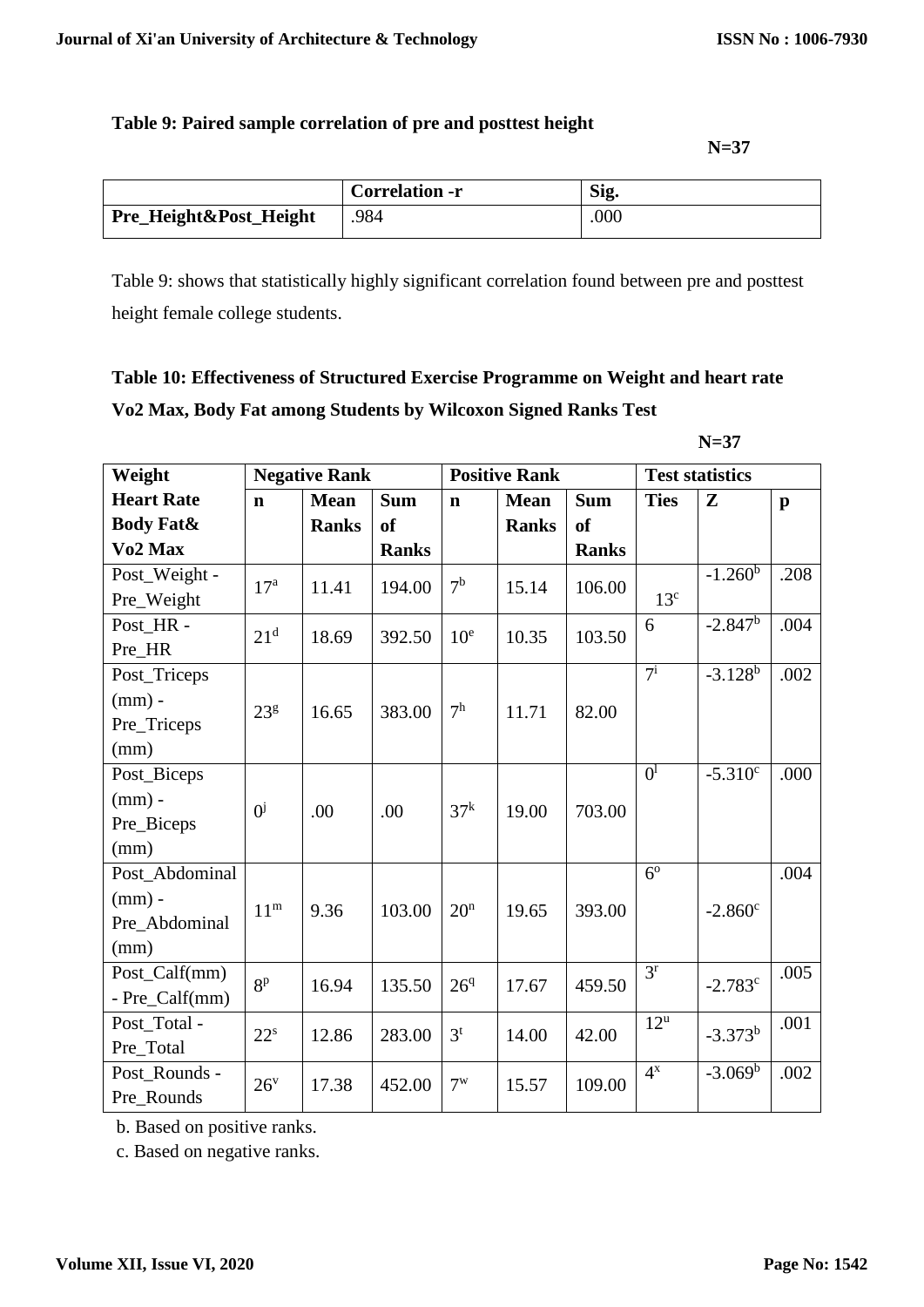**Table 9: Paired sample correlation of pre and posttest height**

N=37

| | Correlation -r | Sig. |
|---|---|---|
| Pre_Height&Post_Height | .984 | .000 |

Table 9: shows that statistically highly significant correlation found between pre and posttest height female college students.

**Table 10: Effectiveness of Structured Exercise Programme on Weight and heart rate Vo2 Max, Body Fat among Students by Wilcoxon Signed Ranks Test**

N=37

| Weight Heart Rate Body Fat& Vo2 Max | Negative Rank | | | Positive Rank | | | Test statistics | | |
|---|---|---|---|---|---|---|---|---|---|
| | n | Mean Ranks | Sum of Ranks | n | Mean Ranks | Sum of Ranks | Ties | Z | p |
| Post_Weight - Pre_Weight | 17[a] | 11.41 | 194.00 | 7[b] | 15.14 | 106.00 | 13[c] | -1.260[b] | .208 |
| Post_HR - Pre_HR | 21[d] | 18.69 | 392.50 | 10[e] | 10.35 | 103.50 | 6 | -2.847[b] | .004 |
| Post_Triceps (mm) - Pre_Triceps (mm) | 23[g] | 16.65 | 383.00 | 7[h] | 11.71 | 82.00 | 7[i] | -3.128[b] | .002 |
| Post_Biceps (mm) - Pre_Biceps (mm) | 0[j] | .00 | .00 | 37[k] | 19.00 | 703.00 | 0[l] | -5.310[c] | .000 |
| Post_Abdominal (mm) - Pre_Abdominal (mm) | 11[m] | 9.36 | 103.00 | 20[n] | 19.65 | 393.00 | 6[o] | -2.860[c] | .004 |
| Post_Calf(mm) - Pre_Calf(mm) | 8[p] | 16.94 | 135.50 | 26[q] | 17.67 | 459.50 | 3[r] | -2.783[c] | .005 |
| Post_Total - Pre_Total | 22[s] | 12.86 | 283.00 | 3[t] | 14.00 | 42.00 | 12[u] | -3.373[b] | .001 |
| Post_Rounds - Pre_Rounds | 26[v] | 17.38 | 452.00 | 7[w] | 15.57 | 109.00 | 4[x] | -3.069[b] | .002 |

b. Based on positive ranks.

c. Based on negative ranks.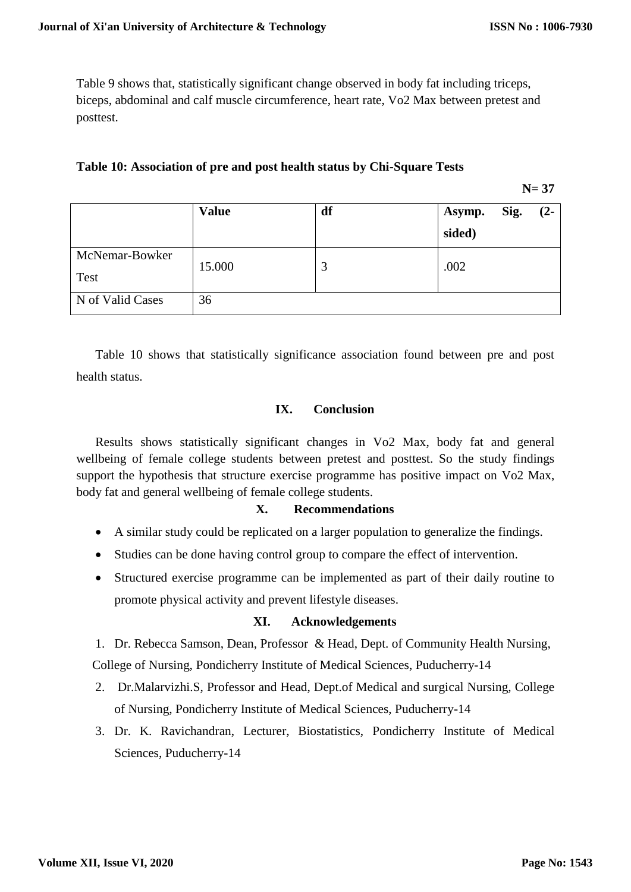Table 9 shows that, statistically significant change observed in body fat including triceps, biceps, abdominal and calf muscle circumference, heart rate, Vo2 Max between pretest and posttest.

**Table 10: Association of pre and post health status by Chi-Square Tests**

**N= 37**

| | **Value** | **df** | **Asymp. Sig. (2-sided)** |
|---|---|---|---|
| McNemar-Bowker Test | 15.000 | 3 | .002 |
| N of Valid Cases | 36 | | |

Table 10 shows that statistically significance association found between pre and post health status.

## IX. Conclusion

Results shows statistically significant changes in Vo2 Max, body fat and general wellbeing of female college students between pretest and posttest. So the study findings support the hypothesis that structure exercise programme has positive impact on Vo2 Max, body fat and general wellbeing of female college students.

## X. Recommendations

- A similar study could be replicated on a larger population to generalize the findings.
- Studies can be done having control group to compare the effect of intervention.
- Structured exercise programme can be implemented as part of their daily routine to promote physical activity and prevent lifestyle diseases.

## XI. Acknowledgements

1. Dr. Rebecca Samson, Dean, Professor & Head, Dept. of Community Health Nursing, College of Nursing, Pondicherry Institute of Medical Sciences, Puducherry-14
2. Dr.Malarvizhi.S, Professor and Head, Dept.of Medical and surgical Nursing, College of Nursing, Pondicherry Institute of Medical Sciences, Puducherry-14
3. Dr. K. Ravichandran, Lecturer, Biostatistics, Pondicherry Institute of Medical Sciences, Puducherry-14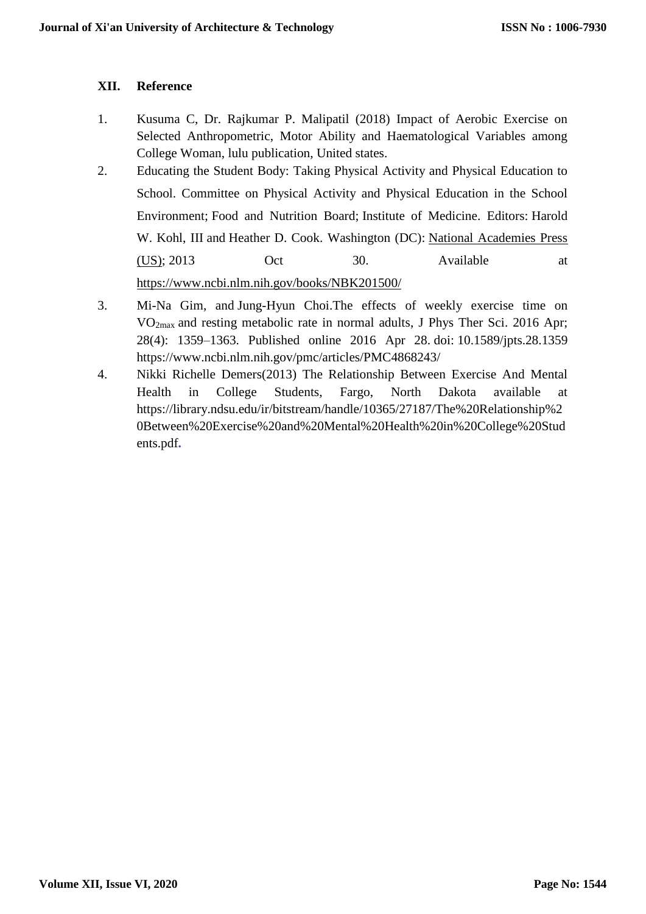## XII. Reference

1. Kusuma C, Dr. Rajkumar P. Malipatil (2018) Impact of Aerobic Exercise on Selected Anthropometric, Motor Ability and Haematological Variables among College Woman, lulu publication, United states.
2. Educating the Student Body: Taking Physical Activity and Physical Education to School. Committee on Physical Activity and Physical Education in the School Environment; Food and Nutrition Board; Institute of Medicine. Editors: Harold W. Kohl, III and Heather D. Cook. Washington (DC): National Academies Press (US); 2013 Oct 30. Available at https://www.ncbi.nlm.nih.gov/books/NBK201500/
3. Mi-Na Gim, and Jung-Hyun Choi.The effects of weekly exercise time on $VO_{2max}$ and resting metabolic rate in normal adults, J Phys Ther Sci. 2016 Apr; 28(4): 1359–1363. Published online 2016 Apr 28. doi: 10.1589/jpts.28.1359 https://www.ncbi.nlm.nih.gov/pmc/articles/PMC4868243/
4. Nikki Richelle Demers(2013) The Relationship Between Exercise And Mental Health in College Students, Fargo, North Dakota available at https://library.ndsu.edu/ir/bitstream/handle/10365/27187/The%20Relationship%20Between%20Exercise%20and%20Mental%20Health%20in%20College%20Students.pdf.